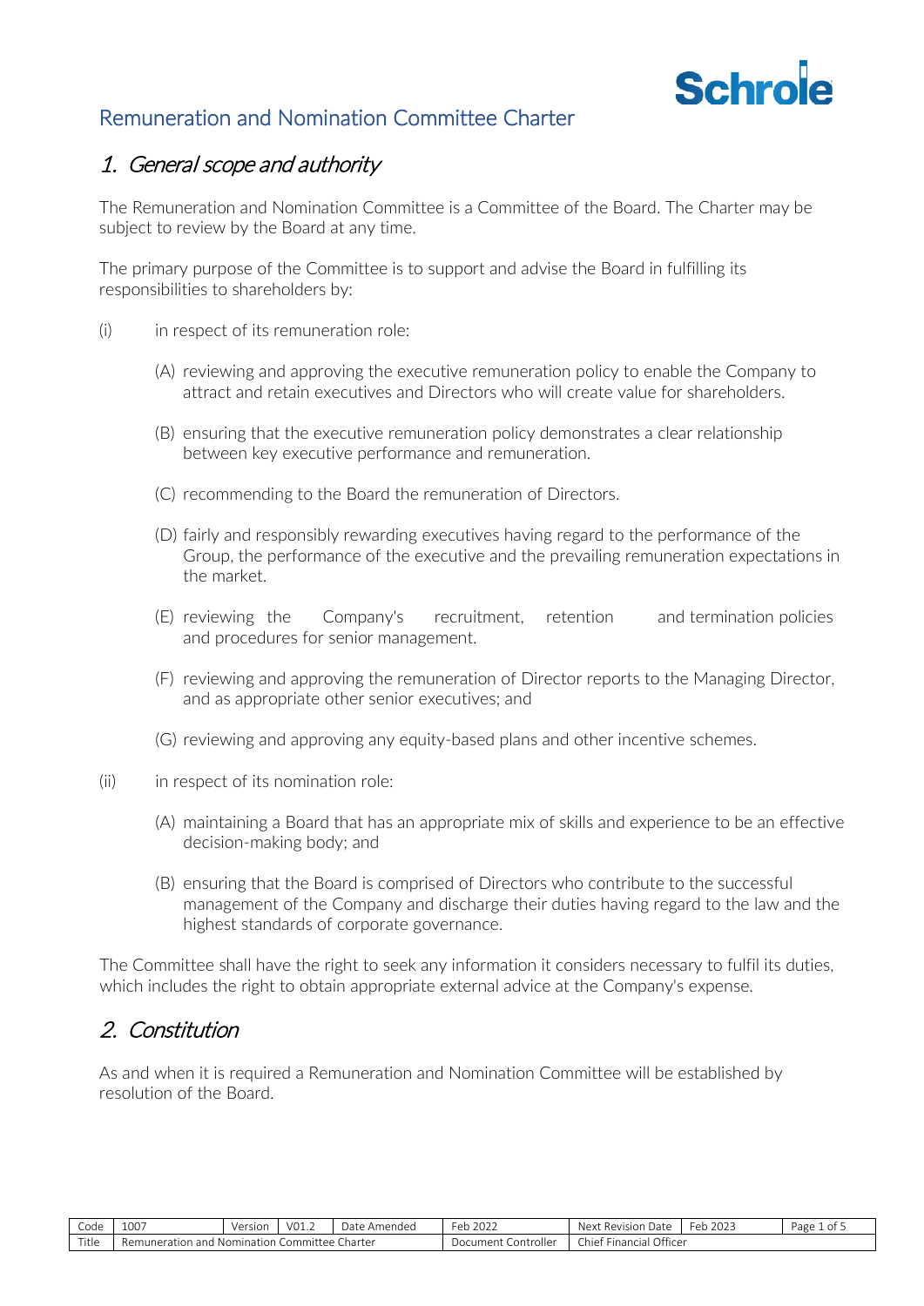# Remuneration and Nomination Committee Charter

## 1. General scope and authority

The Remuneration and Nomination Committee is a Committee of the Board. The Charter may be subject to review by the Board at any time.

The primary purpose of the Committee is to support and advise the Board in fulfilling its responsibilities to shareholders by:

(i) in respect of its remuneration role:

- (A) reviewing and approving the executive remuneration policy to enable the Company to attract and retain executives and Directors who will create value for shareholders.
- (B) ensuring that the executive remuneration policy demonstrates a clear relationship between key executive performance and remuneration.
- (C) recommending to the Board the remuneration of Directors.
- (D) fairly and responsibly rewarding executives having regard to the performance of the Group, the performance of the executive and the prevailing remuneration expectations in the market.
- (E) reviewing the Company's recruitment, retention and termination policies and procedures for senior management.
- (F) reviewing and approving the remuneration of Director reports to the Managing Director, and as appropriate other senior executives; and
- (G) reviewing and approving any equity-based plans and other incentive schemes.

(ii) in respect of its nomination role:

- (A) maintaining a Board that has an appropriate mix of skills and experience to be an effective decision-making body; and
- (B) ensuring that the Board is comprised of Directors who contribute to the successful management of the Company and discharge their duties having regard to the law and the highest standards of corporate governance.

The Committee shall have the right to seek any information it considers necessary to fulfil its duties, which includes the right to obtain appropriate external advice at the Company's expense.

## 2. Constitution

As and when it is required a Remuneration and Nomination Committee will be established by resolution of the Board.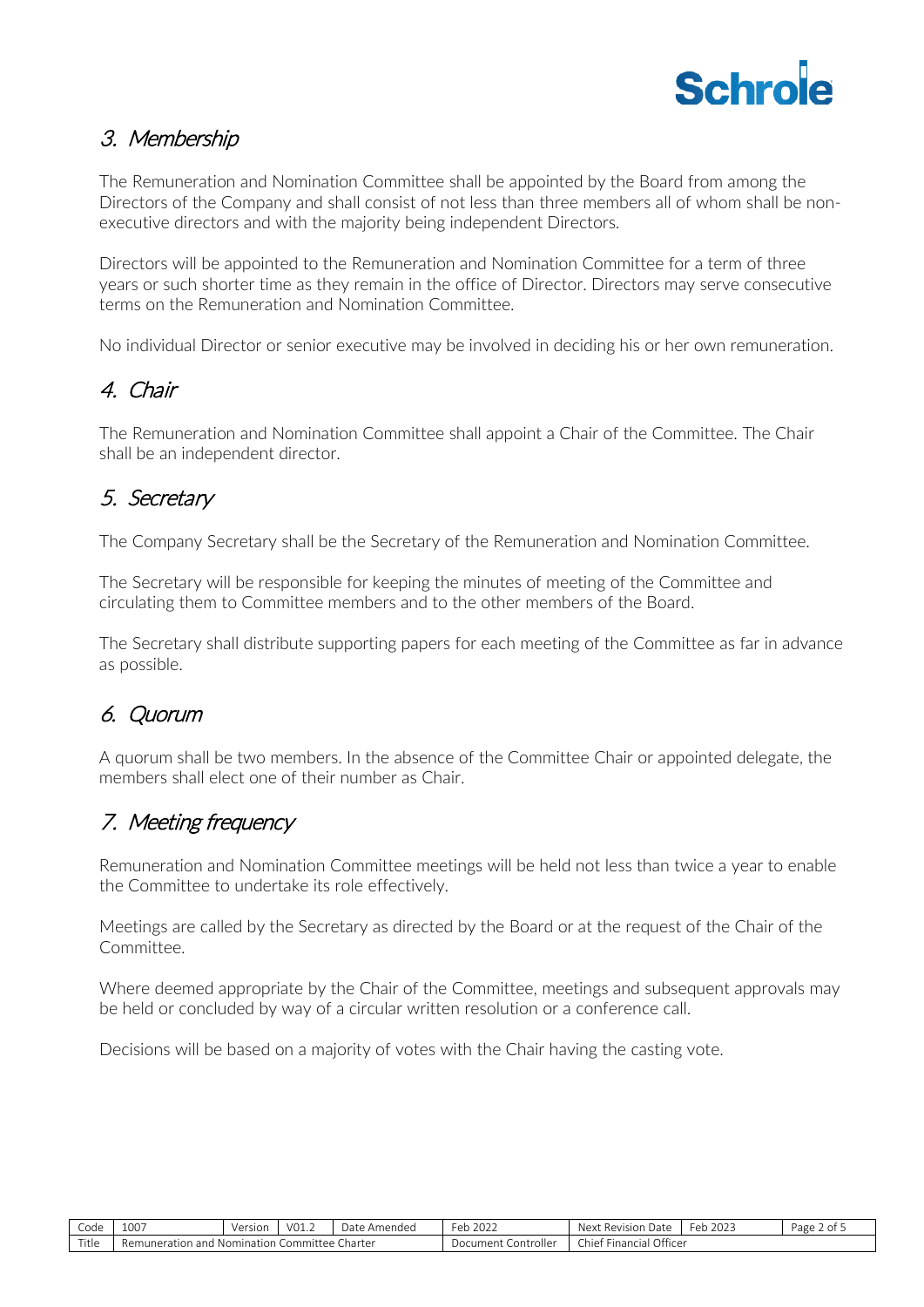## 3. Membership

The Remuneration and Nomination Committee shall be appointed by the Board from among the Directors of the Company and shall consist of not less than three members all of whom shall be non-executive directors and with the majority being independent Directors.

Directors will be appointed to the Remuneration and Nomination Committee for a term of three years or such shorter time as they remain in the office of Director. Directors may serve consecutive terms on the Remuneration and Nomination Committee.

No individual Director or senior executive may be involved in deciding his or her own remuneration.

## 4. Chair

The Remuneration and Nomination Committee shall appoint a Chair of the Committee. The Chair shall be an independent director.

## 5. Secretary

The Company Secretary shall be the Secretary of the Remuneration and Nomination Committee.

The Secretary will be responsible for keeping the minutes of meeting of the Committee and circulating them to Committee members and to the other members of the Board.

The Secretary shall distribute supporting papers for each meeting of the Committee as far in advance as possible.

## 6. Quorum

A quorum shall be two members. In the absence of the Committee Chair or appointed delegate, the members shall elect one of their number as Chair.

## 7. Meeting frequency

Remuneration and Nomination Committee meetings will be held not less than twice a year to enable the Committee to undertake its role effectively.

Meetings are called by the Secretary as directed by the Board or at the request of the Chair of the Committee.

Where deemed appropriate by the Chair of the Committee, meetings and subsequent approvals may be held or concluded by way of a circular written resolution or a conference call.

Decisions will be based on a majority of votes with the Chair having the casting vote.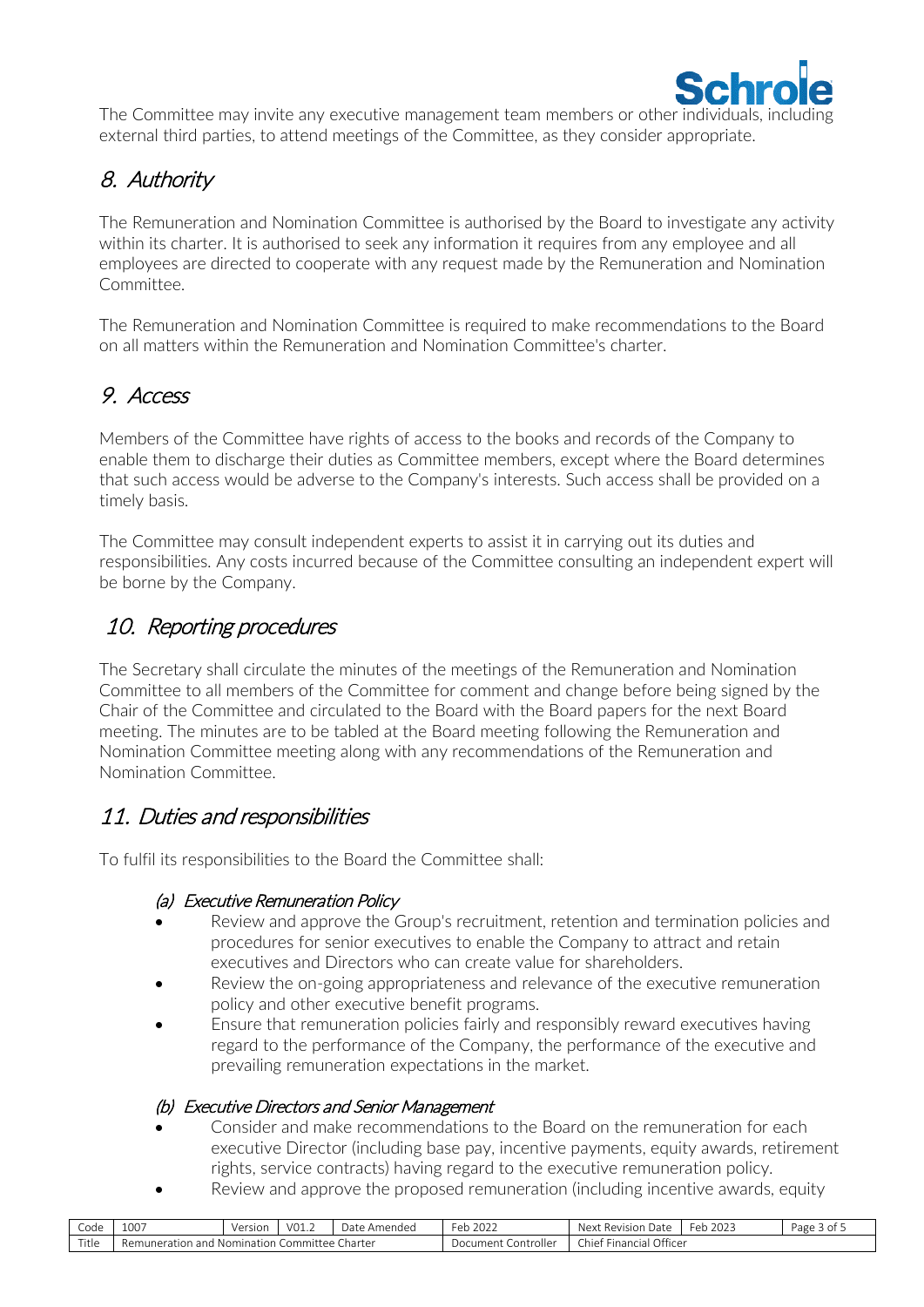The Committee may invite any executive management team members or other individuals, including external third parties, to attend meetings of the Committee, as they consider appropriate.

## 8. *Authority*

The Remuneration and Nomination Committee is authorised by the Board to investigate any activity within its charter. It is authorised to seek any information it requires from any employee and all employees are directed to cooperate with any request made by the Remuneration and Nomination Committee.

The Remuneration and Nomination Committee is required to make recommendations to the Board on all matters within the Remuneration and Nomination Committee's charter.

## 9. *Access*

Members of the Committee have rights of access to the books and records of the Company to enable them to discharge their duties as Committee members, except where the Board determines that such access would be adverse to the Company's interests. Such access shall be provided on a timely basis.

The Committee may consult independent experts to assist it in carrying out its duties and responsibilities. Any costs incurred because of the Committee consulting an independent expert will be borne by the Company.

## 10. *Reporting procedures*

The Secretary shall circulate the minutes of the meetings of the Remuneration and Nomination Committee to all members of the Committee for comment and change before being signed by the Chair of the Committee and circulated to the Board with the Board papers for the next Board meeting. The minutes are to be tabled at the Board meeting following the Remuneration and Nomination Committee meeting along with any recommendations of the Remuneration and Nomination Committee.

## 11. *Duties and responsibilities*

To fulfil its responsibilities to the Board the Committee shall:

### *(a) Executive Remuneration Policy*

- Review and approve the Group's recruitment, retention and termination policies and procedures for senior executives to enable the Company to attract and retain executives and Directors who can create value for shareholders.
- Review the on-going appropriateness and relevance of the executive remuneration policy and other executive benefit programs.
- Ensure that remuneration policies fairly and responsibly reward executives having regard to the performance of the Company, the performance of the executive and prevailing remuneration expectations in the market.

### *(b) Executive Directors and Senior Management*

- Consider and make recommendations to the Board on the remuneration for each executive Director (including base pay, incentive payments, equity awards, retirement rights, service contracts) having regard to the executive remuneration policy.
- Review and approve the proposed remuneration (including incentive awards, equity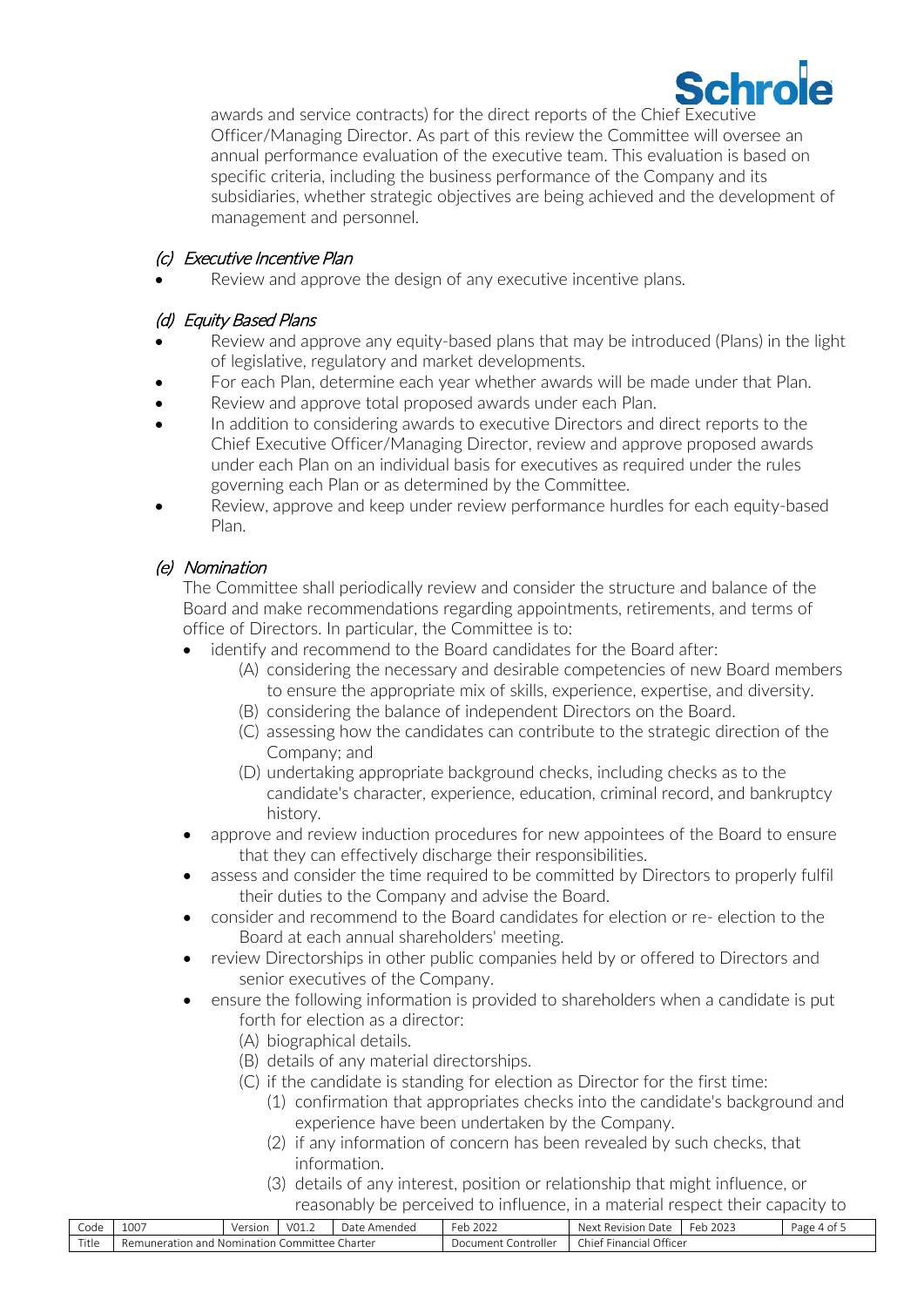awards and service contracts) for the direct reports of the Chief Executive Officer/Managing Director. As part of this review the Committee will oversee an annual performance evaluation of the executive team. This evaluation is based on specific criteria, including the business performance of the Company and its subsidiaries, whether strategic objectives are being achieved and the development of management and personnel.

### *(c) Executive Incentive Plan*

- Review and approve the design of any executive incentive plans.

### *(d) Equity Based Plans*

- Review and approve any equity-based plans that may be introduced (Plans) in the light of legislative, regulatory and market developments.
- For each Plan, determine each year whether awards will be made under that Plan.
- Review and approve total proposed awards under each Plan.
- In addition to considering awards to executive Directors and direct reports to the Chief Executive Officer/Managing Director, review and approve proposed awards under each Plan on an individual basis for executives as required under the rules governing each Plan or as determined by the Committee.
- Review, approve and keep under review performance hurdles for each equity-based Plan.

### *(e) Nomination*

The Committee shall periodically review and consider the structure and balance of the Board and make recommendations regarding appointments, retirements, and terms of office of Directors. In particular, the Committee is to:

- identify and recommend to the Board candidates for the Board after:
  - (A) considering the necessary and desirable competencies of new Board members to ensure the appropriate mix of skills, experience, expertise, and diversity.
  - (B) considering the balance of independent Directors on the Board.
  - (C) assessing how the candidates can contribute to the strategic direction of the Company; and
  - (D) undertaking appropriate background checks, including checks as to the candidate's character, experience, education, criminal record, and bankruptcy history.
- approve and review induction procedures for new appointees of the Board to ensure that they can effectively discharge their responsibilities.
- assess and consider the time required to be committed by Directors to properly fulfil their duties to the Company and advise the Board.
- consider and recommend to the Board candidates for election or re- election to the Board at each annual shareholders' meeting.
- review Directorships in other public companies held by or offered to Directors and senior executives of the Company.
- ensure the following information is provided to shareholders when a candidate is put forth for election as a director:
  - (A) biographical details.
  - (B) details of any material directorships.
  - (C) if the candidate is standing for election as Director for the first time:
    - (1) confirmation that appropriates checks into the candidate's background and experience have been undertaken by the Company.
    - (2) if any information of concern has been revealed by such checks, that information.
    - (3) details of any interest, position or relationship that might influence, or reasonably be perceived to influence, in a material respect their capacity to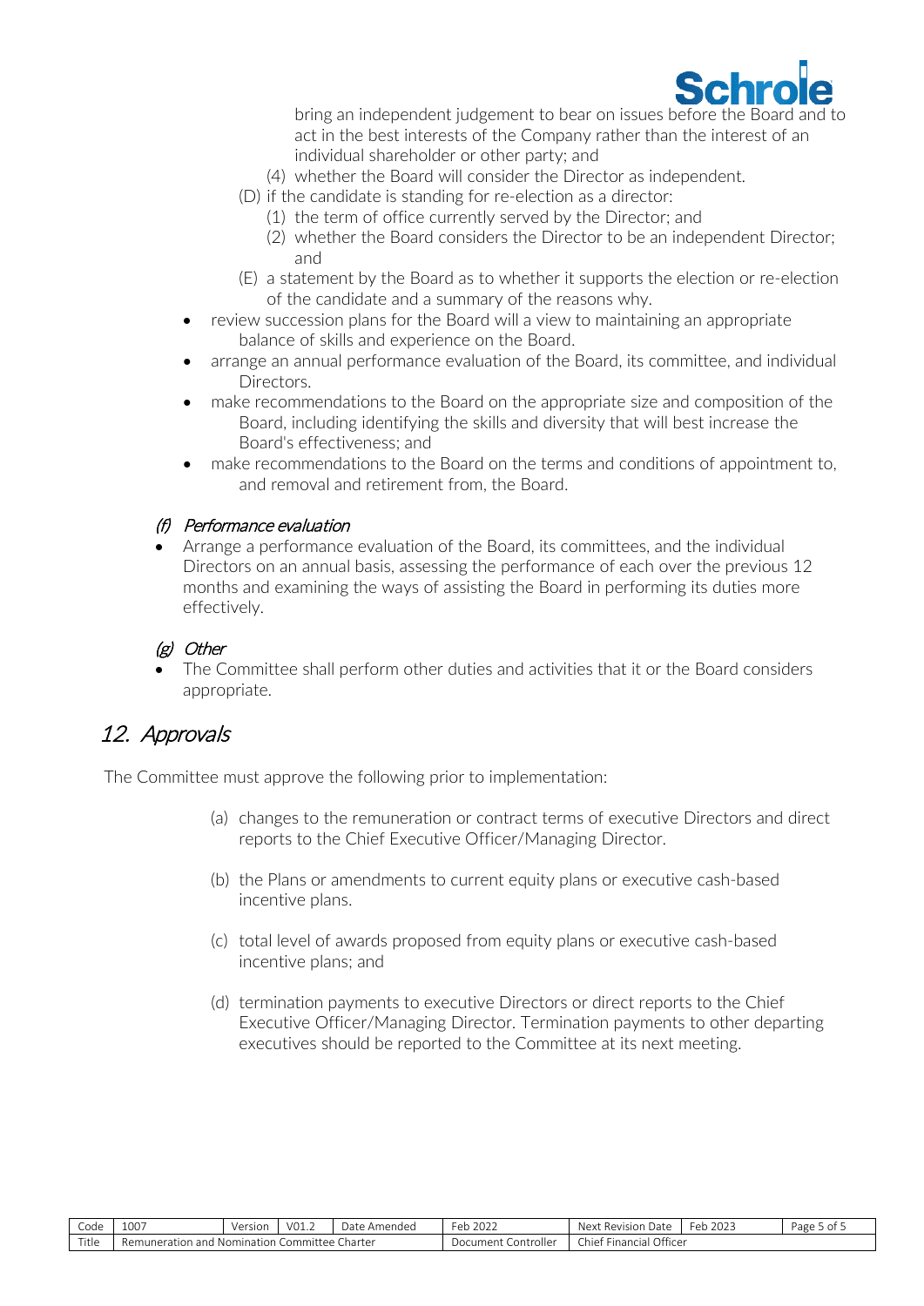bring an independent judgement to bear on issues before the Board and to act in the best interests of the Company rather than the interest of an individual shareholder or other party; and

   (4) whether the Board will consider the Director as independent.

(D) if the candidate is standing for re-election as a director:

   (1) the term of office currently served by the Director; and

   (2) whether the Board considers the Director to be an independent Director; and

(E) a statement by the Board as to whether it supports the election or re-election of the candidate and a summary of the reasons why.

- review succession plans for the Board will a view to maintaining an appropriate balance of skills and experience on the Board.
- arrange an annual performance evaluation of the Board, its committee, and individual Directors.
- make recommendations to the Board on the appropriate size and composition of the Board, including identifying the skills and diversity that will best increase the Board's effectiveness; and
- make recommendations to the Board on the terms and conditions of appointment to, and removal and retirement from, the Board.

### *(f) Performance evaluation*

- Arrange a performance evaluation of the Board, its committees, and the individual Directors on an annual basis, assessing the performance of each over the previous 12 months and examining the ways of assisting the Board in performing its duties more effectively.

### *(g) Other*

- The Committee shall perform other duties and activities that it or the Board considers appropriate.

## *12. Approvals*

The Committee must approve the following prior to implementation:

(a) changes to the remuneration or contract terms of executive Directors and direct reports to the Chief Executive Officer/Managing Director.

(b) the Plans or amendments to current equity plans or executive cash-based incentive plans.

(c) total level of awards proposed from equity plans or executive cash-based incentive plans; and

(d) termination payments to executive Directors or direct reports to the Chief Executive Officer/Managing Director. Termination payments to other departing executives should be reported to the Committee at its next meeting.